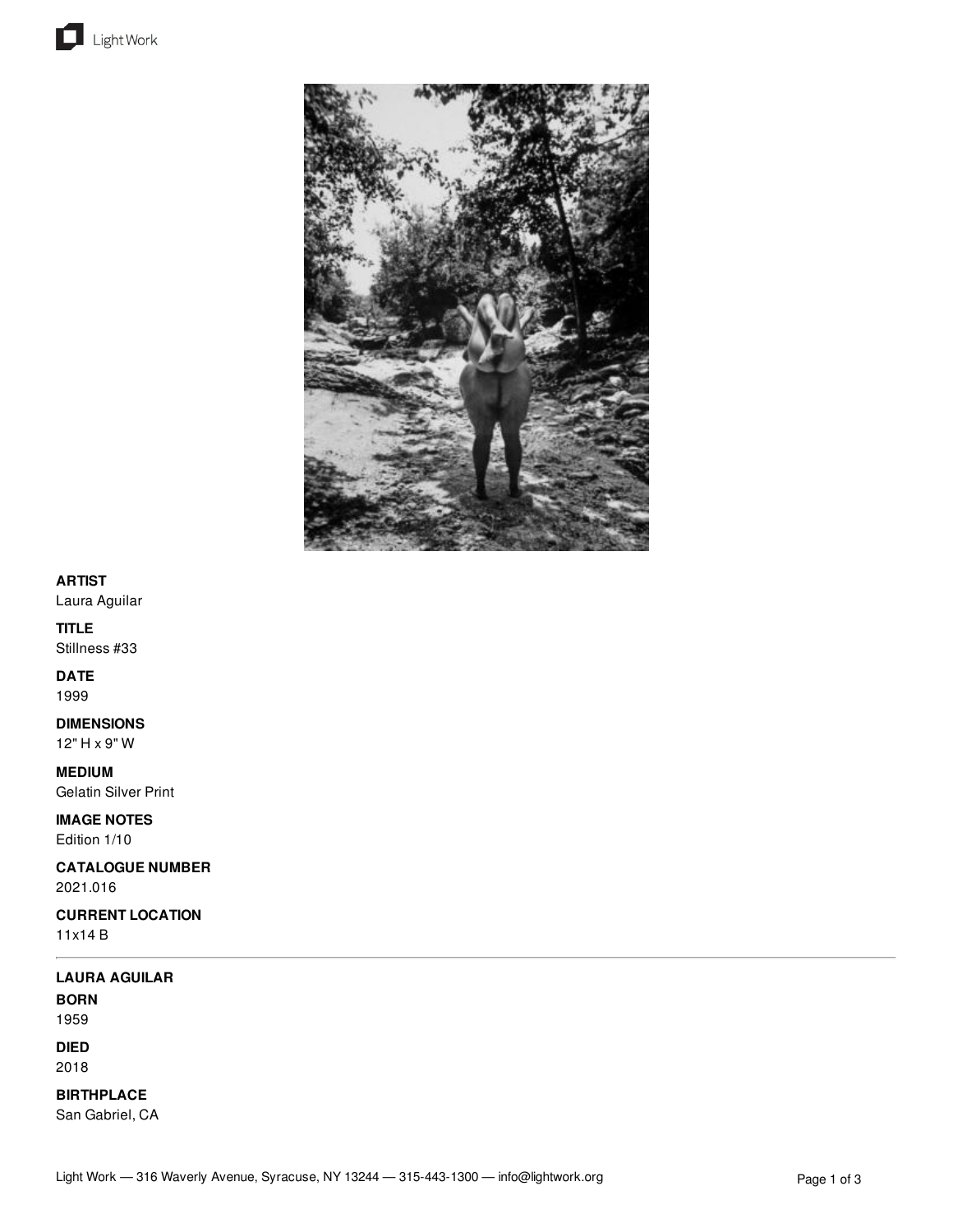**ARTIST**
Laura Aguilar

**TITLE**
Stillness #33

**DATE**
1999

**DIMENSIONS**
12" H x 9" W

**MEDIUM**
Gelatin Silver Print

**IMAGE NOTES**
Edition 1/10

**CATALOGUE NUMBER**
2021.016

**CURRENT LOCATION**
11x14 B

---

**LAURA AGUILAR**

**BORN**
1959

**DIED**
2018

**BIRTHPLACE**
San Gabriel, CA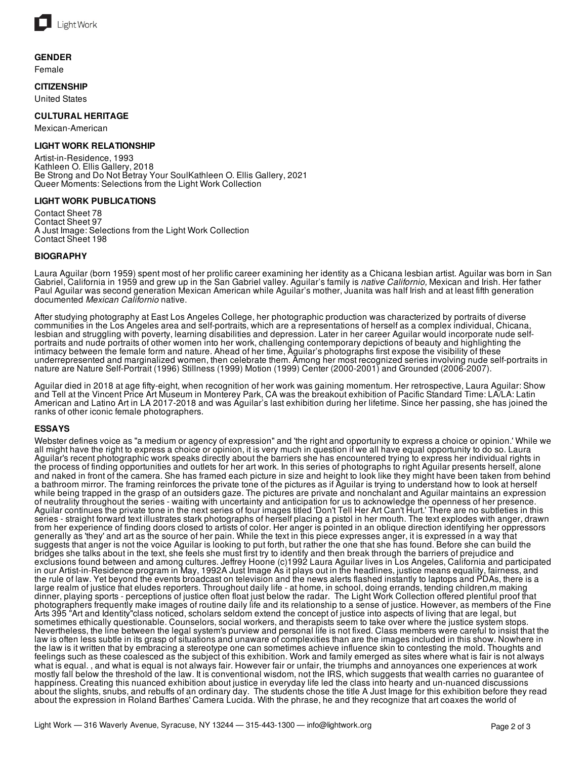**GENDER**

Female

**CITIZENSHIP**

United States

**CULTURAL HERITAGE**

Mexican-American

**LIGHT WORK RELATIONSHIP**

Artist-in-Residence, 1993
Kathleen O. Ellis Gallery, 2018
Be Strong and Do Not Betray Your SoulKathleen O. Ellis Gallery, 2021
Queer Moments: Selections from the Light Work Collection

**LIGHT WORK PUBLICATIONS**

Contact Sheet 78
Contact Sheet 97
A Just Image: Selections from the Light Work Collection
Contact Sheet 198

**BIOGRAPHY**

Laura Aguilar (born 1959) spent most of her prolific career examining her identity as a Chicana lesbian artist. Aguilar was born in San Gabriel, California in 1959 and grew up in the San Gabriel valley. Aguilar's family is *native Californio,* Mexican and Irish. Her father Paul Aguilar was second generation Mexican American while Aguilar's mother, Juanita was half Irish and at least fifth generation documented *Mexican Californio* native.

After studying photography at East Los Angeles College, her photographic production was characterized by portraits of diverse communities in the Los Angeles area and self-portraits, which are a representations of herself as a complex individual, Chicana, lesbian and struggling with poverty, learning disabilities and depression. Later in her career Aguilar would incorporate nude self-portraits and nude portraits of other women into her work, challenging contemporary depictions of beauty and highlighting the intimacy between the female form and nature. Ahead of her time, Aguilar's photographs first expose the visibility of these underrepresented and marginalized women, then celebrate them. Among her most recognized series involving nude self-portraits in nature are Nature Self-Portrait (1996) Stillness (1999) Motion (1999) Center (2000-2001) and Grounded (2006-2007).

Aguilar died in 2018 at age fifty-eight, when recognition of her work was gaining momentum. Her retrospective, Laura Aguilar: Show and Tell at the Vincent Price Art Museum in Monterey Park, CA was the breakout exhibition of Pacific Standard Time: LA/LA: Latin American and Latino Art in LA 2017-2018 and was Aguilar's last exhibition during her lifetime. Since her passing, she has joined the ranks of other iconic female photographers.

**ESSAYS**

Webster defines voice as "a medium or agency of expression" and 'the right and opportunity to express a choice or opinion.' While we all might have the right to express a choice or opinion, it is very much in question if we all have equal opportunity to do so. Laura Aguilar's recent photographic work speaks directly about the barriers she has encountered trying to express her individual rights in the process of finding opportunities and outlets for her art work. In this series of photographs to right Aguilar presents herself, alone and naked in front of the camera. She has framed each picture in size and height to look like they might have been taken from behind a bathroom mirror. The framing reinforces the private tone of the pictures as if Aguilar is trying to understand how to look at herself while being trapped in the grasp of an outsiders gaze. The pictures are private and nonchalant and Aguilar maintains an expression of neutrality throughout the series - waiting with uncertainty and anticipation for us to acknowledge the openness of her presence. Aguilar continues the private tone in the next series of four images titled 'Don't Tell Her Art Can't Hurt.' There are no subtleties in this series - straight forward text illustrates stark photographs of herself placing a pistol in her mouth. The text explodes with anger, drawn from her experience of finding doors closed to artists of color. Her anger is pointed in an oblique direction identifying her oppressors generally as 'they' and art as the source of her pain. While the text in this piece expresses anger, it is expressed in a way that suggests that anger is not the voice Aguilar is looking to put forth, but rather the one that she has found. Before she can build the bridges she talks about in the text, she feels she must first try to identify and then break through the barriers of prejudice and exclusions found between and among cultures. Jeffrey Hoone (c)1992 Laura Aguilar lives in Los Angeles, California and participated in our Artist-in-Residence program in May, 1992A Just Image As it plays out in the headlines, justice means equality, fairness, and the rule of law. Yet beyond the events broadcast on television and the news alerts flashed instantly to laptops and PDAs, there is a large realm of justice that eludes reporters. Throughout daily life - at home, in school, doing errands, tending children,m making dinner, playing sports - perceptions of justice often float just below the radar. The Light Work Collection offered plentiful proof that photographers frequently make images of routine daily life and its relationship to a sense of justice. However, as members of the Fine Arts 395 "Art and Identity"class noticed, scholars seldom extend the concept of justice into aspects of living that are legal, but sometimes ethically questionable. Counselors, social workers, and therapists seem to take over where the justice system stops. Nevertheless, the line between the legal system's purview and personal life is not fixed. Class members were careful to insist that the law is often less subtle in its grasp of situations and unaware of complexities than are the images included in this show. Nowhere in the law is it written that by embracing a stereotype one can sometimes achieve influence skin to contesting the mold. Thoughts and feelings such as these coalesced as the subject of this exhibition. Work and family emerged as sites where what is fair is not always what is equal. , and what is equal is not always fair. However fair or unfair, the triumphs and annoyances one experiences at work mostly fall below the threshold of the law. It is conventional wisdom, not the IRS, which suggests that wealth carries no guarantee of happiness. Creating this nuanced exhibition about justice in everyday life led the class into hearty and un-nuanced discussions about the slights, snubs, and rebuffs of an ordinary day. The students chose the title A Just Image for this exhibition before they read about the expression in Roland Barthes' Camera Lucida. With the phrase, he and they recognize that art coaxes the world of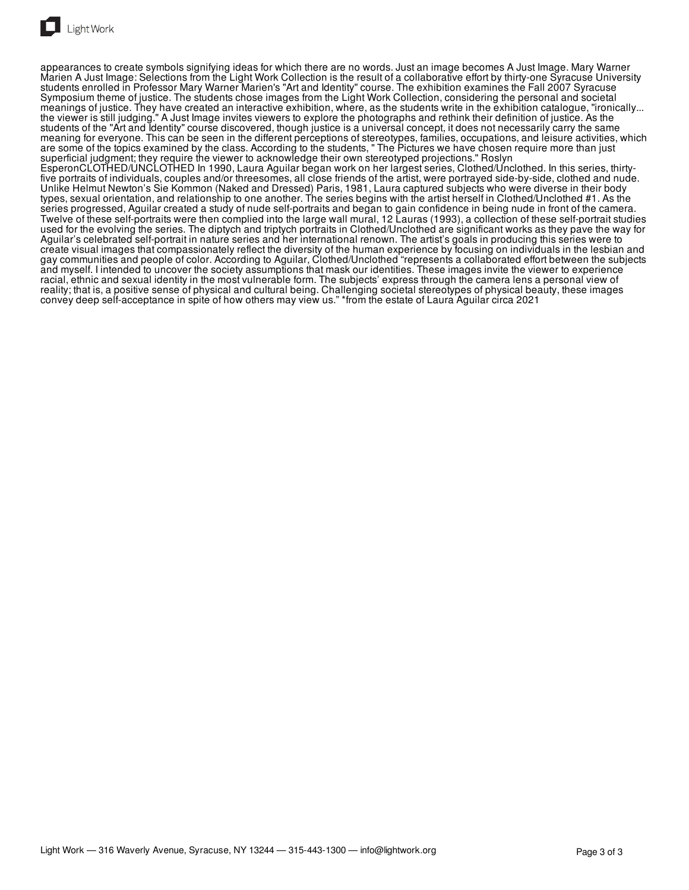appearances to create symbols signifying ideas for which there are no words. Just an image becomes A Just Image. Mary Warner Marien A Just Image: Selections from the Light Work Collection is the result of a collaborative effort by thirty-one Syracuse University students enrolled in Professor Mary Warner Marien's "Art and Identity" course. The exhibition examines the Fall 2007 Syracuse Symposium theme of justice. The students chose images from the Light Work Collection, considering the personal and societal meanings of justice. They have created an interactive exhibition, where, as the students write in the exhibition catalogue, "ironically... the viewer is still judging." A Just Image invites viewers to explore the photographs and rethink their definition of justice. As the students of the "Art and Identity" course discovered, though justice is a universal concept, it does not necessarily carry the same meaning for everyone. This can be seen in the different perceptions of stereotypes, families, occupations, and leisure activities, which are some of the topics examined by the class. According to the students, " The Pictures we have chosen require more than just superficial judgment; they require the viewer to acknowledge their own stereotyped projections." Roslyn EsperonCLOTHED/UNCLOTHED In 1990, Laura Aguilar began work on her largest series, Clothed/Unclothed. In this series, thirty-five portraits of individuals, couples and/or threesomes, all close friends of the artist, were portrayed side-by-side, clothed and nude. Unlike Helmut Newton's Sie Kommon (Naked and Dressed) Paris, 1981, Laura captured subjects who were diverse in their body types, sexual orientation, and relationship to one another. The series begins with the artist herself in Clothed/Unclothed #1. As the series progressed, Aguilar created a study of nude self-portraits and began to gain confidence in being nude in front of the camera. Twelve of these self-portraits were then complied into the large wall mural, 12 Lauras (1993), a collection of these self-portrait studies used for the evolving the series. The diptych and triptych portraits in Clothed/Unclothed are significant works as they pave the way for Aguilar's celebrated self-portrait in nature series and her international renown. The artist's goals in producing this series were to create visual images that compassionately reflect the diversity of the human experience by focusing on individuals in the lesbian and gay communities and people of color. According to Aguilar, Clothed/Unclothed "represents a collaborated effort between the subjects and myself. I intended to uncover the society assumptions that mask our identities. These images invite the viewer to experience racial, ethnic and sexual identity in the most vulnerable form. The subjects' express through the camera lens a personal view of reality; that is, a positive sense of physical and cultural being. Challenging societal stereotypes of physical beauty, these images convey deep self-acceptance in spite of how others may view us." *from the estate of Laura Aguilar circa 2021